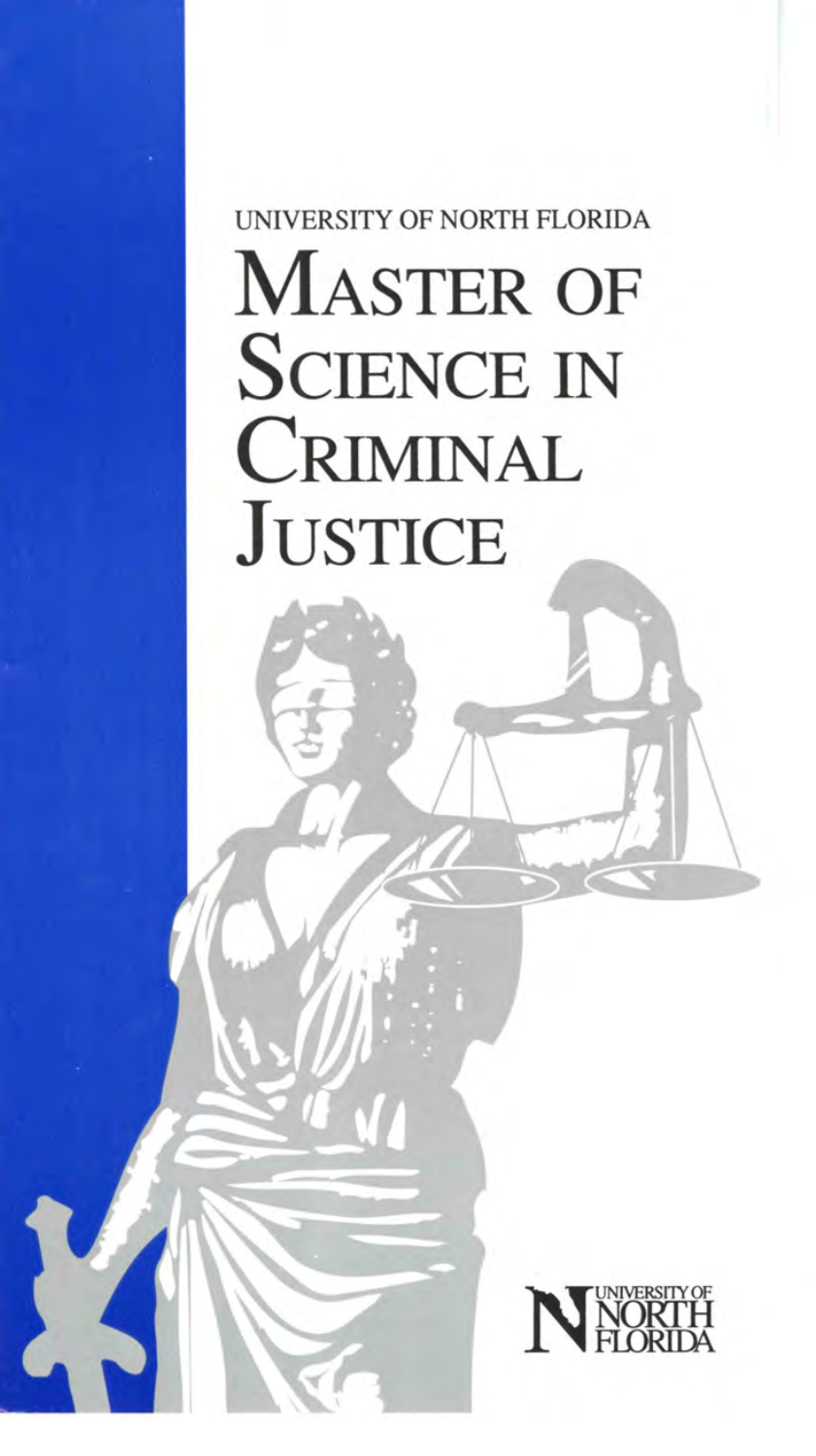UNIVERSITY OF NORTH FLORIDA

# Master of Science in Criminal Justice

UNIVERSITY OF NORTH FLORIDA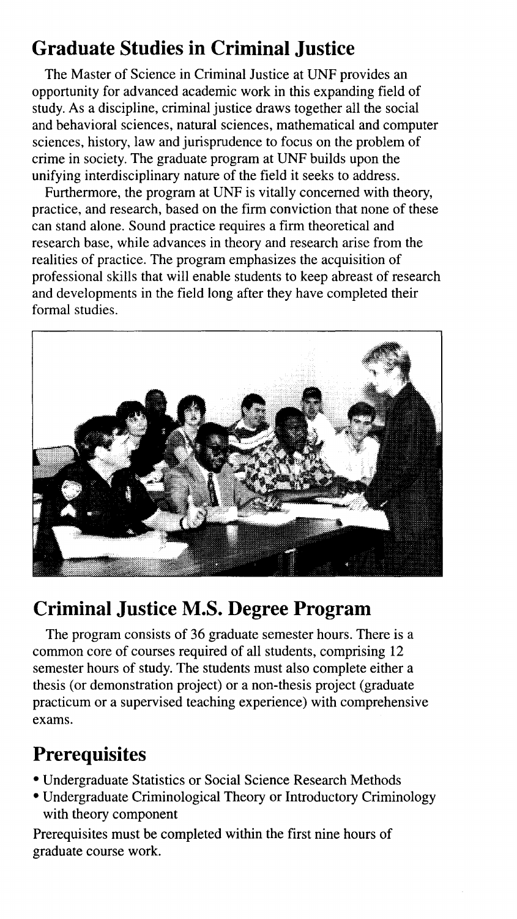## Graduate Studies in Criminal Justice

The Master of Science in Criminal Justice at UNF provides an opportunity for advanced academic work in this expanding field of study. As a discipline, criminal justice draws together all the social and behavioral sciences, natural sciences, mathematical and computer sciences, history, law and jurisprudence to focus on the problem of crime in society. The graduate program at UNF builds upon the unifying interdisciplinary nature of the field it seeks to address.

Furthermore, the program at UNF is vitally concerned with theory, practice, and research, based on the firm conviction that none of these can stand alone. Sound practice requires a firm theoretical and research base, while advances in theory and research arise from the realities of practice. The program emphasizes the acquisition of professional skills that will enable students to keep abreast of research and developments in the field long after they have completed their formal studies.

## Criminal Justice M.S. Degree Program

The program consists of 36 graduate semester hours. There is a common core of courses required of all students, comprising 12 semester hours of study. The students must also complete either a thesis (or demonstration project) or a non-thesis project (graduate practicum or a supervised teaching experience) with comprehensive exams.

## Prerequisites

- Undergraduate Statistics or Social Science Research Methods
- Undergraduate Criminological Theory or Introductory Criminology with theory component

Prerequisites must be completed within the first nine hours of graduate course work.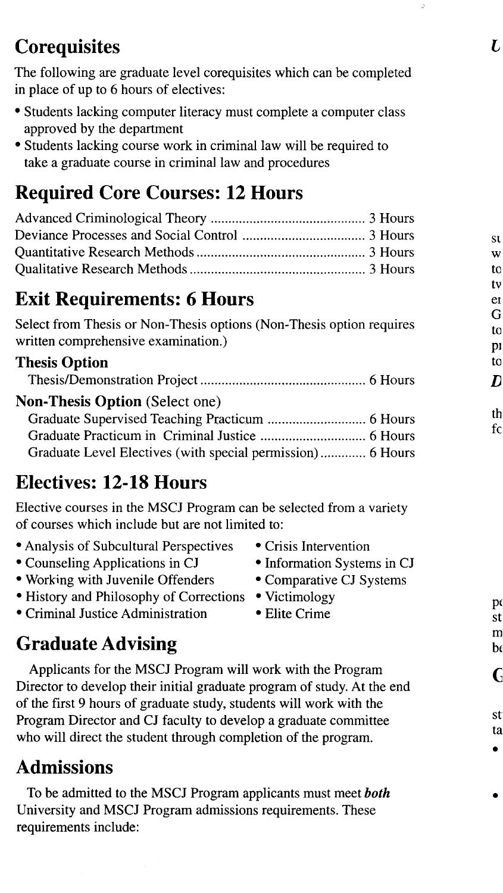## Corequisites

The following are graduate level corequisites which can be completed in place of up to 6 hours of electives:

- Students lacking computer literacy must complete a computer class approved by the department
- Students lacking course work in criminal law will be required to take a graduate course in criminal law and procedures

## Required Core Courses: 12 Hours

| Course | Hours |
|---|---|
| Advanced Criminological Theory | 3 Hours |
| Deviance Processes and Social Control | 3 Hours |
| Quantitative Research Methods | 3 Hours |
| Qualitative Research Methods | 3 Hours |

## Exit Requirements: 6 Hours

Select from Thesis or Non-Thesis options (Non-Thesis option requires written comprehensive examination.)

### Thesis Option

| Course | Hours |
|---|---|
| Thesis/Demonstration Project | 6 Hours |

### Non-Thesis Option (Select one)

| Course | Hours |
|---|---|
| Graduate Supervised Teaching Practicum | 6 Hours |
| Graduate Practicum in Criminal Justice | 6 Hours |
| Graduate Level Electives (with special permission) | 6 Hours |

## Electives: 12-18 Hours

Elective courses in the MSCJ Program can be selected from a variety of courses which include but are not limited to:

- Analysis of Subcultural Perspectives
- Counseling Applications in CJ
- Working with Juvenile Offenders
- History and Philosophy of Corrections
- Criminal Justice Administration
- Crisis Intervention
- Information Systems in CJ
- Comparative CJ Systems
- Victimology
- Elite Crime

## Graduate Advising

Applicants for the MSCJ Program will work with the Program Director to develop their initial graduate program of study. At the end of the first 9 hours of graduate study, students will work with the Program Director and CJ faculty to develop a graduate committee who will direct the student through completion of the program.

## Admissions

To be admitted to the MSCJ Program applicants must meet ***both*** University and MSCJ Program admissions requirements. These requirements include: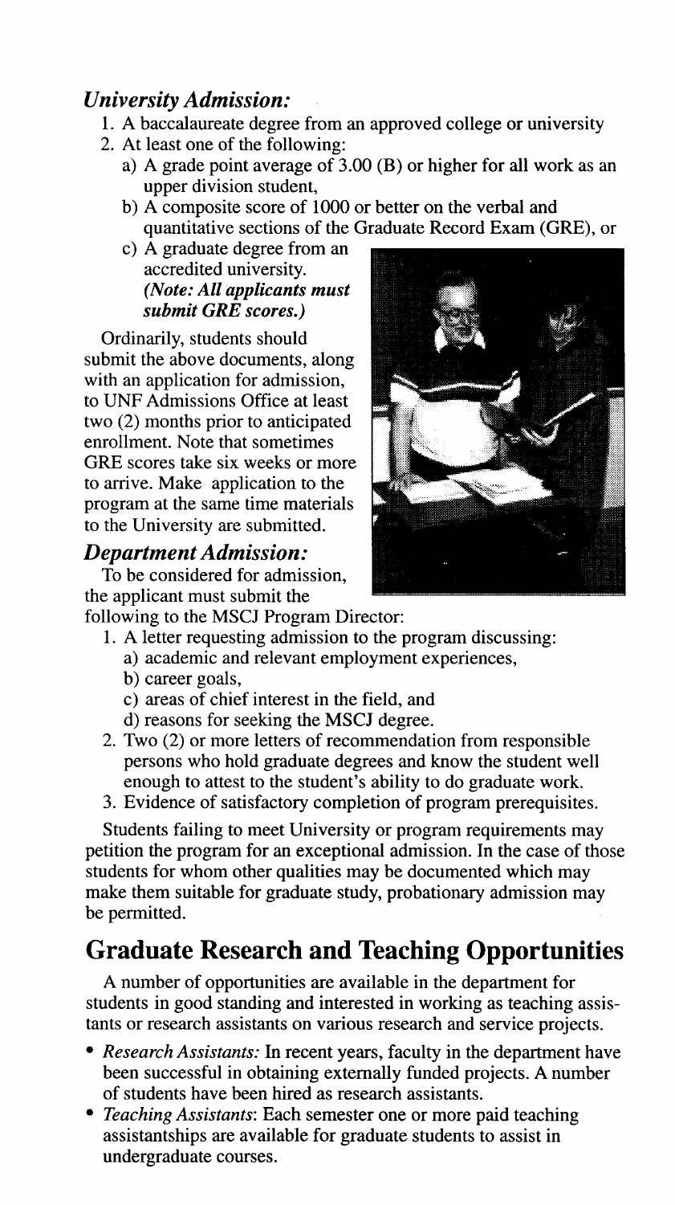### *University Admission:*

1. A baccalaureate degree from an approved college or university
2. At least one of the following:
   a) A grade point average of 3.00 (B) or higher for all work as an upper division student,
   b) A composite score of 1000 or better on the verbal and quantitative sections of the Graduate Record Exam (GRE), or
   c) A graduate degree from an accredited university.
   ***(Note: All applicants must submit GRE scores.)***

Ordinarily, students should submit the above documents, along with an application for admission, to UNF Admissions Office at least two (2) months prior to anticipated enrollment. Note that sometimes GRE scores take six weeks or more to arrive. Make application to the program at the same time materials to the University are submitted.

### *Department Admission:*

To be considered for admission, the applicant must submit the following to the MSCJ Program Director:

1. A letter requesting admission to the program discussing:
   a) academic and relevant employment experiences,
   b) career goals,
   c) areas of chief interest in the field, and
   d) reasons for seeking the MSCJ degree.
2. Two (2) or more letters of recommendation from responsible persons who hold graduate degrees and know the student well enough to attest to the student's ability to do graduate work.
3. Evidence of satisfactory completion of program prerequisites.

Students failing to meet University or program requirements may petition the program for an exceptional admission. In the case of those students for whom other qualities may be documented which may make them suitable for graduate study, probationary admission may be permitted.

## Graduate Research and Teaching Opportunities

A number of opportunities are available in the department for students in good standing and interested in working as teaching assistants or research assistants on various research and service projects.

- *Research Assistants:* In recent years, faculty in the department have been successful in obtaining externally funded projects. A number of students have been hired as research assistants.
- *Teaching Assistants*: Each semester one or more paid teaching assistantships are available for graduate students to assist in undergraduate courses.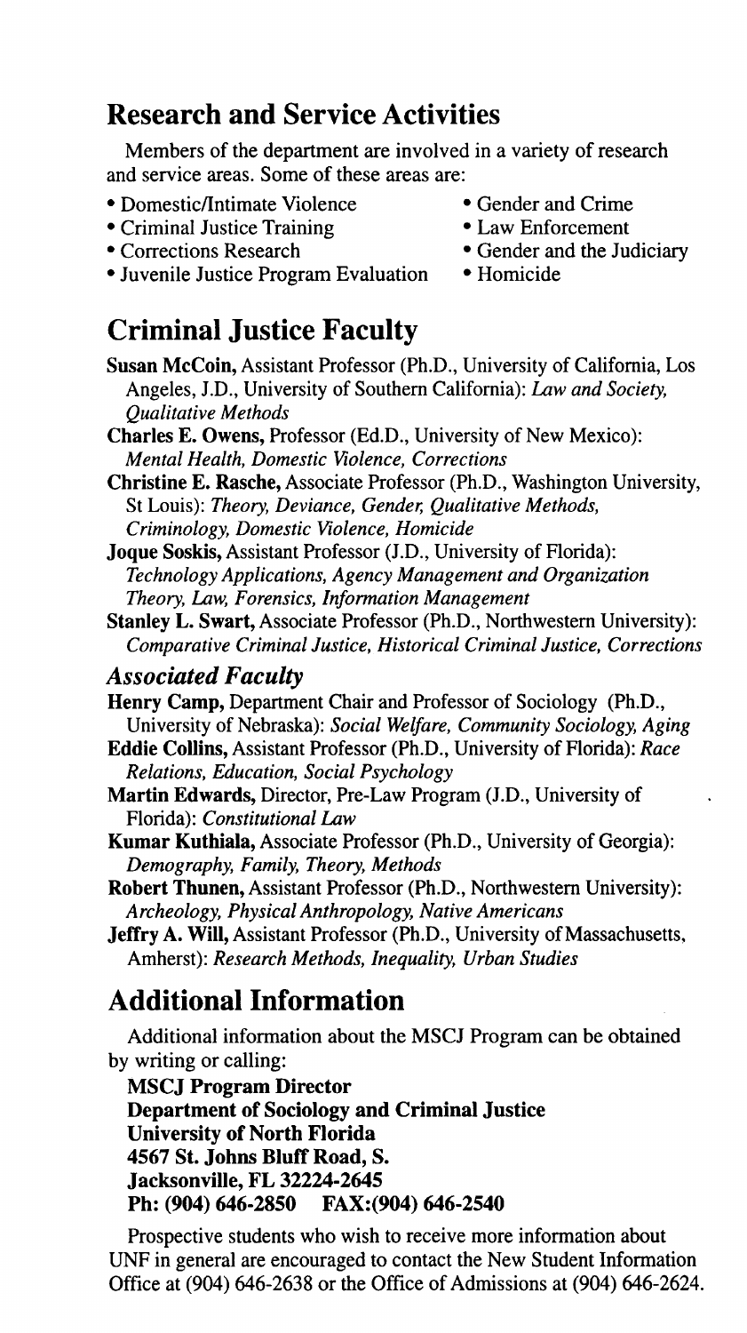## Research and Service Activities

Members of the department are involved in a variety of research and service areas. Some of these areas are:

- Domestic/Intimate Violence
- Criminal Justice Training
- Corrections Research
- Juvenile Justice Program Evaluation
- Gender and Crime
- Law Enforcement
- Gender and the Judiciary
- Homicide

## Criminal Justice Faculty

**Susan McCoin,** Assistant Professor (Ph.D., University of California, Los Angeles, J.D., University of Southern California): *Law and Society, Qualitative Methods*

**Charles E. Owens,** Professor (Ed.D., University of New Mexico): *Mental Health, Domestic Violence, Corrections*

**Christine E. Rasche,** Associate Professor (Ph.D., Washington University, St Louis): *Theory, Deviance, Gender, Qualitative Methods, Criminology, Domestic Violence, Homicide*

**Joque Soskis,** Assistant Professor (J.D., University of Florida): *Technology Applications, Agency Management and Organization Theory, Law, Forensics, Information Management*

**Stanley L. Swart,** Associate Professor (Ph.D., Northwestern University): *Comparative Criminal Justice, Historical Criminal Justice, Corrections*

### *Associated Faculty*

**Henry Camp,** Department Chair and Professor of Sociology (Ph.D., University of Nebraska): *Social Welfare, Community Sociology, Aging*

**Eddie Collins,** Assistant Professor (Ph.D., University of Florida): *Race Relations, Education, Social Psychology*

**Martin Edwards,** Director, Pre-Law Program (J.D., University of Florida): *Constitutional Law*

**Kumar Kuthiala,** Associate Professor (Ph.D., University of Georgia): *Demography, Family, Theory, Methods*

**Robert Thunen,** Assistant Professor (Ph.D., Northwestern University): *Archeology, Physical Anthropology, Native Americans*

**Jeffry A. Will,** Assistant Professor (Ph.D., University of Massachusetts, Amherst): *Research Methods, Inequality, Urban Studies*

## Additional Information

Additional information about the MSCJ Program can be obtained by writing or calling:

**MSCJ Program Director**
**Department of Sociology and Criminal Justice**
**University of North Florida**
**4567 St. Johns Bluff Road, S.**
**Jacksonville, FL 32224-2645**
**Ph: (904) 646-2850 FAX:(904) 646-2540**

Prospective students who wish to receive more information about UNF in general are encouraged to contact the New Student Information Office at (904) 646-2638 or the Office of Admissions at (904) 646-2624.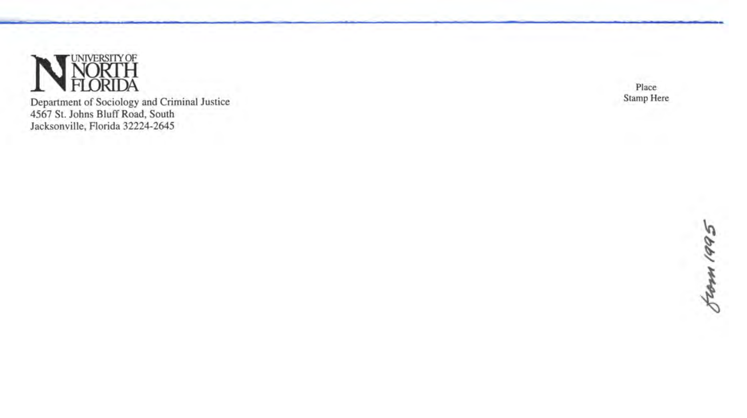UNIVERSITY OF NORTH FLORIDA

Department of Sociology and Criminal Justice
4567 St. Johns Bluff Road, South
Jacksonville, Florida 32224-2645

Place
Stamp Here

from 1995